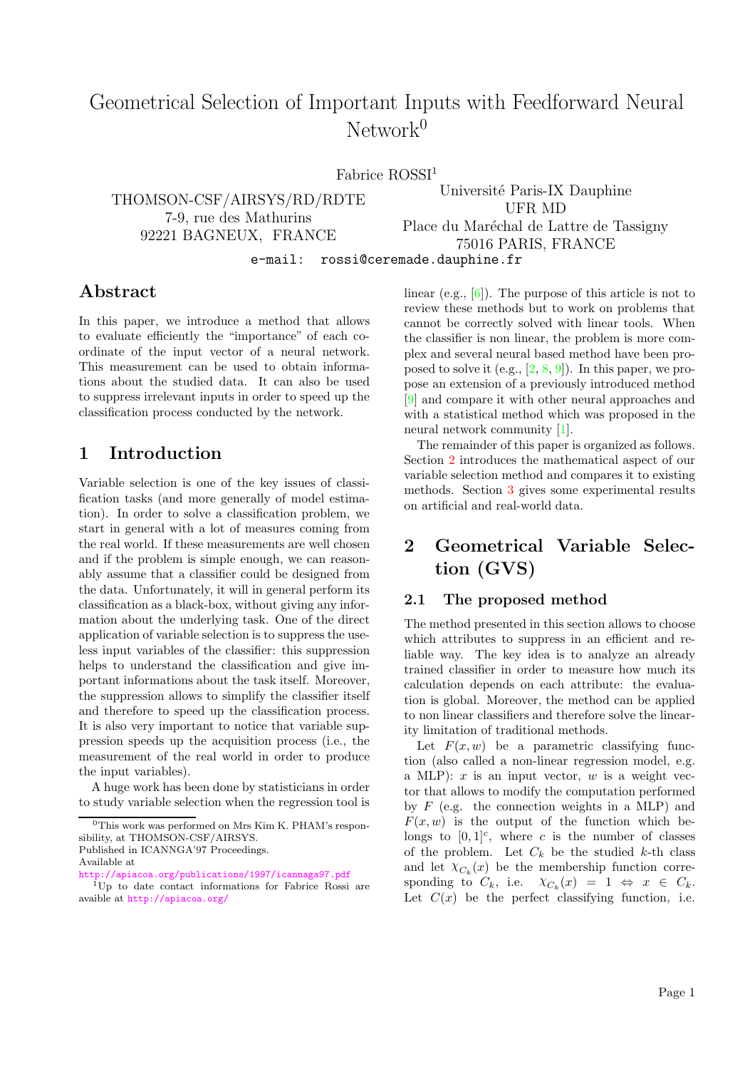# Geometrical Selection of Important Inputs with Feedforward Neural Network[0]

Fabrice ROSSI[1]

THOMSON-CSF/AIRSYS/RD/RDTE
7-9, rue des Mathurins
92221 BAGNEUX, FRANCE

Université Paris-IX Dauphine
UFR MD
Place du Maréchal de Lattre de Tassigny
75016 PARIS, FRANCE

e-mail: rossi@ceremade.dauphine.fr

## Abstract

In this paper, we introduce a method that allows to evaluate efficiently the "importance" of each coordinate of the input vector of a neural network. This measurement can be used to obtain informations about the studied data. It can also be used to suppress irrelevant inputs in order to speed up the classification process conducted by the network.

## 1 Introduction

Variable selection is one of the key issues of classification tasks (and more generally of model estimation). In order to solve a classification problem, we start in general with a lot of measures coming from the real world. If these measurements are well chosen and if the problem is simple enough, we can reasonably assume that a classifier could be designed from the data. Unfortunately, it will in general perform its classification as a black-box, without giving any information about the underlying task. One of the direct application of variable selection is to suppress the useless input variables of the classifier: this suppression helps to understand the classification and give important informations about the task itself. Moreover, the suppression allows to simplify the classifier itself and therefore to speed up the classification process. It is also very important to notice that variable suppression speeds up the acquisition process (i.e., the measurement of the real world in order to produce the input variables).

A huge work has been done by statisticians in order to study variable selection when the regression tool is linear (e.g., [6]). The purpose of this article is not to review these methods but to work on problems that cannot be correctly solved with linear tools. When the classifier is non linear, the problem is more complex and several neural based method have been proposed to solve it (e.g., [2, 8, 9]). In this paper, we propose an extension of a previously introduced method [9] and compare it with other neural approaches and with a statistical method which was proposed in the neural network community [1].

The remainder of this paper is organized as follows. Section 2 introduces the mathematical aspect of our variable selection method and compares it to existing methods. Section 3 gives some experimental results on artificial and real-world data.

## 2 Geometrical Variable Selection (GVS)

### 2.1 The proposed method

The method presented in this section allows to choose which attributes to suppress in an efficient and reliable way. The key idea is to analyze an already trained classifier in order to measure how much its calculation depends on each attribute: the evaluation is global. Moreover, the method can be applied to non linear classifiers and therefore solve the linearity limitation of traditional methods.

Let $F(x, w)$ be a parametric classifying function (also called a non-linear regression model, e.g. a MLP): $x$ is an input vector, $w$ is a weight vector that allows to modify the computation performed by $F$ (e.g. the connection weights in a MLP) and $F(x, w)$ is the output of the function which belongs to $[0, 1]^c$, where $c$ is the number of classes of the problem. Let $C_k$ be the studied $k$-th class and let $\chi_{C_k}(x)$ be the membership function corresponding to $C_k$, i.e. $\chi_{C_k}(x) = 1 \Leftrightarrow x \in C_k$. Let $C(x)$ be the perfect classifying function, i.e.

[0] This work was performed on Mrs Kim K. PHAM's responsibility, at THOMSON-CSF/AIRSYS.
Published in ICANNGA'97 Proceedings.
Available at
http://apiacoa.org/publications/1997/icannaga97.pdf

[1] Up to date contact informations for Fabrice Rossi are avaible at http://apiacoa.org/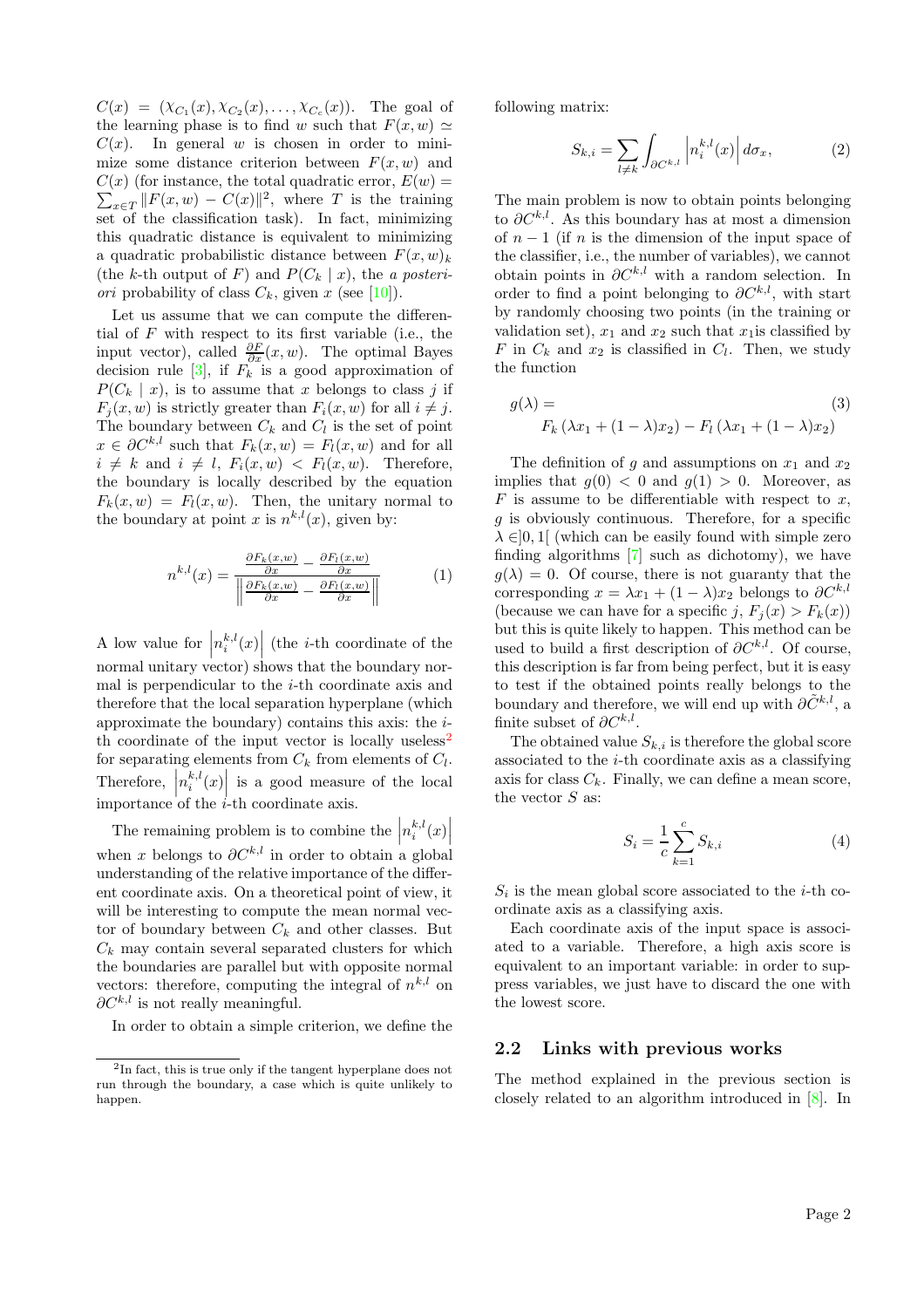$C(x) = (\chi_{C_1}(x), \chi_{C_2}(x), \ldots, \chi_{C_c}(x))$. The goal of the learning phase is to find $w$ such that $F(x,w) \simeq C(x)$. In general $w$ is chosen in order to minimize some distance criterion between $F(x,w)$ and $C(x)$ (for instance, the total quadratic error, $E(w) = \sum_{x \in T} \|F(x,w) - C(x)\|^2$, where $T$ is the training set of the classification task). In fact, minimizing this quadratic distance is equivalent to minimizing a quadratic probabilistic distance between $F(x,w)_k$ (the $k$-th output of $F$) and $P(C_k \mid x)$, the *a posteriori* probability of class $C_k$, given $x$ (see [10]).

Let us assume that we can compute the differential of $F$ with respect to its first variable (i.e., the input vector), called $\frac{\partial F}{\partial x}(x,w)$. The optimal Bayes decision rule [3], if $F_k$ is a good approximation of $P(C_k \mid x)$, is to assume that $x$ belongs to class $j$ if $F_j(x,w)$ is strictly greater than $F_i(x,w)$ for all $i \neq j$. The boundary between $C_k$ and $C_l$ is the set of point $x \in \partial C^{k,l}$ such that $F_k(x,w) = F_l(x,w)$ and for all $i \neq k$ and $i \neq l$, $F_i(x,w) < F_l(x,w)$. Therefore, the boundary is locally described by the equation $F_k(x,w) = F_l(x,w)$. Then, the unitary normal to the boundary at point $x$ is $n^{k,l}(x)$, given by:

$$
n^{k,l}(x) = \frac{\frac{\partial F_k(x,w)}{\partial x} - \frac{\partial F_l(x,w)}{\partial x}}{\left\| \frac{\partial F_k(x,w)}{\partial x} - \frac{\partial F_l(x,w)}{\partial x} \right\|} \qquad (1)
$$

A low value for $\left| n_i^{k,l}(x) \right|$ (the $i$-th coordinate of the normal unitary vector) shows that the boundary normal is perpendicular to the $i$-th coordinate axis and therefore that the local separation hyperplane (which approximate the boundary) contains this axis: the $i$-th coordinate of the input vector is locally useless[2] for separating elements from $C_k$ from elements of $C_l$. Therefore, $\left| n_i^{k,l}(x) \right|$ is a good measure of the local importance of the $i$-th coordinate axis.

The remaining problem is to combine the $\left| n_i^{k,l}(x) \right|$ when $x$ belongs to $\partial C^{k,l}$ in order to obtain a global understanding of the relative importance of the different coordinate axis. On a theoretical point of view, it will be interesting to compute the mean normal vector of boundary between $C_k$ and other classes. But $C_k$ may contain several separated clusters for which the boundaries are parallel but with opposite normal vectors: therefore, computing the integral of $n^{k,l}$ on $\partial C^{k,l}$ is not really meaningful.

In order to obtain a simple criterion, we define the following matrix:

$$
S_{k,i} = \sum_{l \neq k} \int_{\partial C^{k,l}} \left| n_i^{k,l}(x) \right| d\sigma_x, \qquad (2)
$$

The main problem is now to obtain points belonging to $\partial C^{k,l}$. As this boundary has at most a dimension of $n-1$ (if $n$ is the dimension of the input space of the classifier, i.e., the number of variables), we cannot obtain points in $\partial C^{k,l}$ with a random selection. In order to find a point belonging to $\partial C^{k,l}$, with start by randomly choosing two points (in the training or validation set), $x_1$ and $x_2$ such that $x_1$is classified by $F$ in $C_k$ and $x_2$ is classified in $C_l$. Then, we study the function

$$
g(\lambda) = F_k\left(\lambda x_1 + (1-\lambda)x_2\right) - F_l\left(\lambda x_1 + (1-\lambda)x_2\right) \qquad (3)
$$

The definition of $g$ and assumptions on $x_1$ and $x_2$ implies that $g(0) < 0$ and $g(1) > 0$. Moreover, as $F$ is assume to be differentiable with respect to $x$, $g$ is obviously continuous. Therefore, for a specific $\lambda \in ]0,1[$ (which can be easily found with simple zero finding algorithms [7] such as dichotomy), we have $g(\lambda) = 0$. Of course, there is not guaranty that the corresponding $x = \lambda x_1 + (1-\lambda)x_2$ belongs to $\partial C^{k,l}$ (because we can have for a specific $j$, $F_j(x) > F_k(x)$) but this is quite likely to happen. This method can be used to build a first description of $\partial C^{k,l}$. Of course, this description is far from being perfect, but it is easy to test if the obtained points really belongs to the boundary and therefore, we will end up with $\partial \tilde{C}^{k,l}$, a finite subset of $\partial C^{k,l}$.

The obtained value $S_{k,i}$ is therefore the global score associated to the $i$-th coordinate axis as a classifying axis for class $C_k$. Finally, we can define a mean score, the vector $S$ as:

$$
S_i = \frac{1}{c} \sum_{k=1}^{c} S_{k,i} \qquad (4)
$$

$S_i$ is the mean global score associated to the $i$-th coordinate axis as a classifying axis.

Each coordinate axis of the input space is associated to a variable. Therefore, a high axis score is equivalent to an important variable: in order to suppress variables, we just have to discard the one with the lowest score.

## 2.2 Links with previous works

The method explained in the previous section is closely related to an algorithm introduced in [8]. In

[2] In fact, this is true only if the tangent hyperplane does not run through the boundary, a case which is quite unlikely to happen.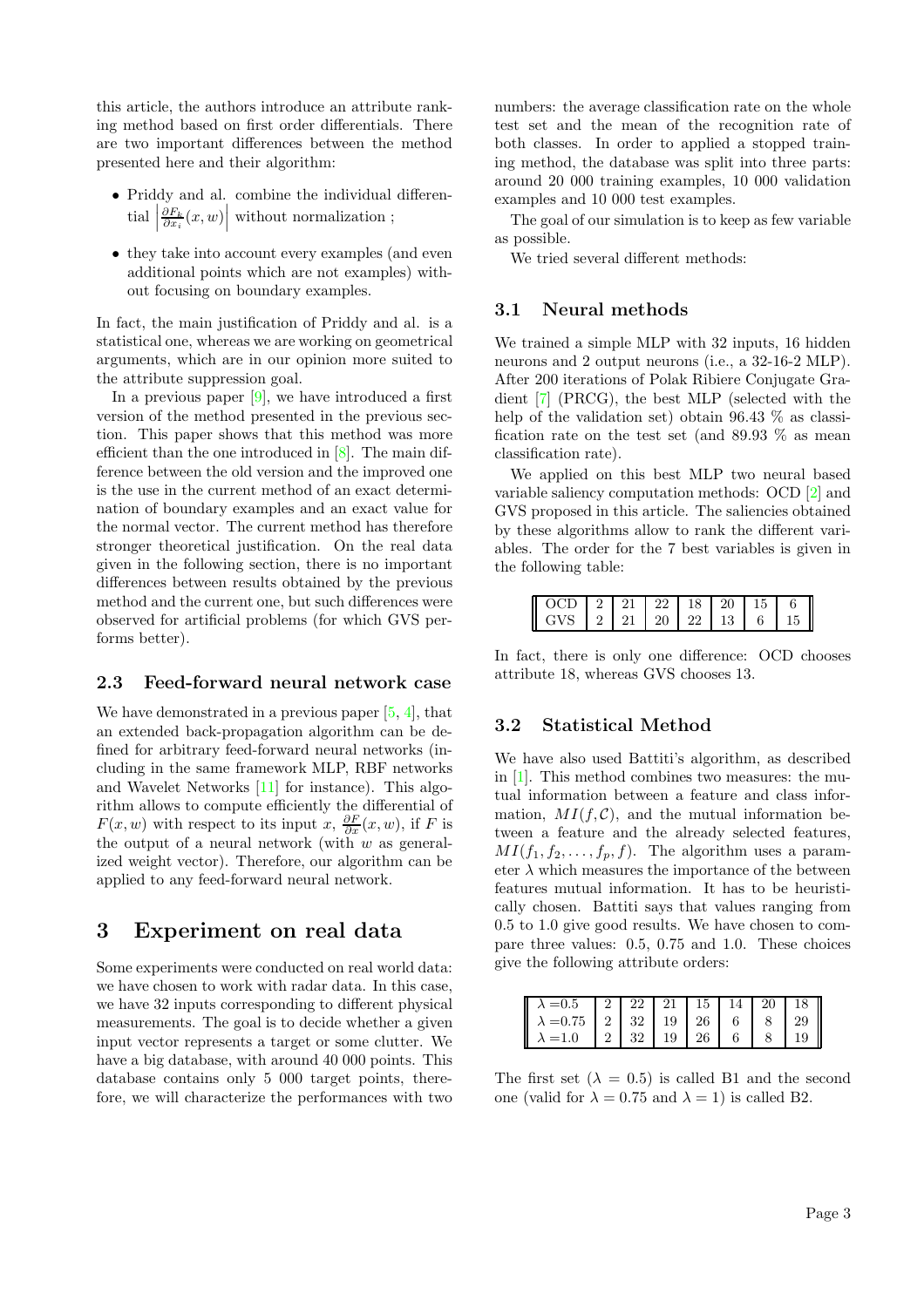this article, the authors introduce an attribute ranking method based on first order differentials. There are two important differences between the method presented here and their algorithm:

- Priddy and al. combine the individual differential $\left|\frac{\partial F_k}{\partial x_i}(x,w)\right|$ without normalization ;
- they take into account every examples (and even additional points which are not examples) without focusing on boundary examples.

In fact, the main justification of Priddy and al. is a statistical one, whereas we are working on geometrical arguments, which are in our opinion more suited to the attribute suppression goal.

In a previous paper [9], we have introduced a first version of the method presented in the previous section. This paper shows that this method was more efficient than the one introduced in [8]. The main difference between the old version and the improved one is the use in the current method of an exact determination of boundary examples and an exact value for the normal vector. The current method has therefore stronger theoretical justification. On the real data given in the following section, there is no important differences between results obtained by the previous method and the current one, but such differences were observed for artificial problems (for which GVS performs better).

### 2.3 Feed-forward neural network case

We have demonstrated in a previous paper [5, 4], that an extended back-propagation algorithm can be defined for arbitrary feed-forward neural networks (including in the same framework MLP, RBF networks and Wavelet Networks [11] for instance). This algorithm allows to compute efficiently the differential of $F(x,w)$ with respect to its input $x$, $\frac{\partial F}{\partial x}(x,w)$, if $F$ is the output of a neural network (with $w$ as generalized weight vector). Therefore, our algorithm can be applied to any feed-forward neural network.

## 3 Experiment on real data

Some experiments were conducted on real world data: we have chosen to work with radar data. In this case, we have 32 inputs corresponding to different physical measurements. The goal is to decide whether a given input vector represents a target or some clutter. We have a big database, with around 40 000 points. This database contains only 5 000 target points, therefore, we will characterize the performances with two numbers: the average classification rate on the whole test set and the mean of the recognition rate of both classes. In order to applied a stopped training method, the database was split into three parts: around 20 000 training examples, 10 000 validation examples and 10 000 test examples.

The goal of our simulation is to keep as few variable as possible.

We tried several different methods:

### 3.1 Neural methods

We trained a simple MLP with 32 inputs, 16 hidden neurons and 2 output neurons (i.e., a 32-16-2 MLP). After 200 iterations of Polak Ribiere Conjugate Gradient [7] (PRCG), the best MLP (selected with the help of the validation set) obtain 96.43 % as classification rate on the test set (and 89.93 % as mean classification rate).

We applied on this best MLP two neural based variable saliency computation methods: OCD [2] and GVS proposed in this article. The saliencies obtained by these algorithms allow to rank the different variables. The order for the 7 best variables is given in the following table:

| | | | | | | | |
|---|---|---|---|---|---|---|---|
| OCD | 2 | 21 | 22 | 18 | 20 | 15 | 6 |
| GVS | 2 | 21 | 20 | 22 | 13 | 6 | 15 |

In fact, there is only one difference: OCD chooses attribute 18, whereas GVS chooses 13.

### 3.2 Statistical Method

We have also used Battiti's algorithm, as described in [1]. This method combines two measures: the mutual information between a feature and class information, $MI(f, \mathcal{C})$, and the mutual information between a feature and the already selected features, $MI(f_1, f_2, \ldots, f_p, f)$. The algorithm uses a parameter $\lambda$ which measures the importance of the between features mutual information. It has to be heuristically chosen. Battiti says that values ranging from 0.5 to 1.0 give good results. We have chosen to compare three values: 0.5, 0.75 and 1.0. These choices give the following attribute orders:

| | | | | | | | |
|---|---|---|---|---|---|---|---|
| $\lambda = 0.5$ | 2 | 22 | 21 | 15 | 14 | 20 | 18 |
| $\lambda = 0.75$ | 2 | 32 | 19 | 26 | 6 | 8 | 29 |
| $\lambda = 1.0$ | 2 | 32 | 19 | 26 | 6 | 8 | 19 |

The first set ($\lambda = 0.5$) is called B1 and the second one (valid for $\lambda = 0.75$ and $\lambda = 1$) is called B2.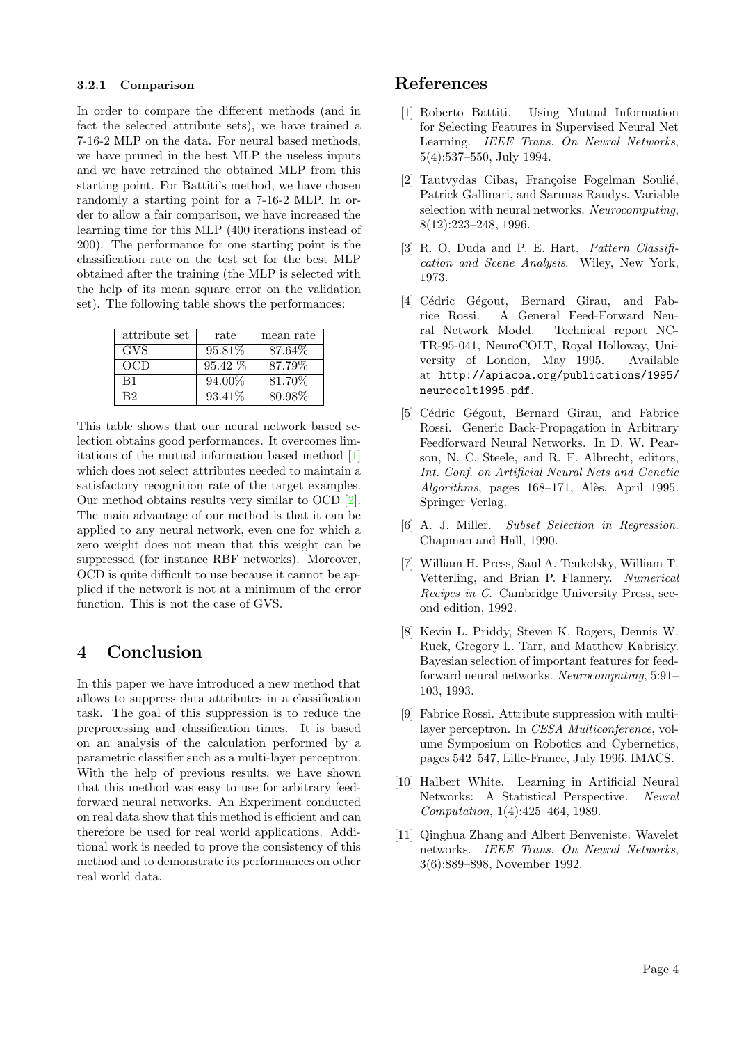#### 3.2.1 Comparison

In order to compare the different methods (and in fact the selected attribute sets), we have trained a 7-16-2 MLP on the data. For neural based methods, we have pruned in the best MLP the useless inputs and we have retrained the obtained MLP from this starting point. For Battiti's method, we have chosen randomly a starting point for a 7-16-2 MLP. In order to allow a fair comparison, we have increased the learning time for this MLP (400 iterations instead of 200). The performance for one starting point is the classification rate on the test set for the best MLP obtained after the training (the MLP is selected with the help of its mean square error on the validation set). The following table shows the performances:

| attribute set | rate | mean rate |
|---|---|---|
| GVS | 95.81% | 87.64% |
| OCD | 95.42 % | 87.79% |
| B1 | 94.00% | 81.70% |
| B2 | 93.41% | 80.98% |

This table shows that our neural network based selection obtains good performances. It overcomes limitations of the mutual information based method [1] which does not select attributes needed to maintain a satisfactory recognition rate of the target examples. Our method obtains results very similar to OCD [2]. The main advantage of our method is that it can be applied to any neural network, even one for which a zero weight does not mean that this weight can be suppressed (for instance RBF networks). Moreover, OCD is quite difficult to use because it cannot be applied if the network is not at a minimum of the error function. This is not the case of GVS.

## 4 Conclusion

In this paper we have introduced a new method that allows to suppress data attributes in a classification task. The goal of this suppression is to reduce the preprocessing and classification times. It is based on an analysis of the calculation performed by a parametric classifier such as a multi-layer perceptron. With the help of previous results, we have shown that this method was easy to use for arbitrary feedforward neural networks. An Experiment conducted on real data show that this method is efficient and can therefore be used for real world applications. Additional work is needed to prove the consistency of this method and to demonstrate its performances on other real world data.

## References

[1] Roberto Battiti. Using Mutual Information for Selecting Features in Supervised Neural Net Learning. *IEEE Trans. On Neural Networks*, 5(4):537–550, July 1994.

[2] Tautvydas Cibas, Françoise Fogelman Soulié, Patrick Gallinari, and Sarunas Raudys. Variable selection with neural networks. *Neurocomputing*, 8(12):223–248, 1996.

[3] R. O. Duda and P. E. Hart. *Pattern Classification and Scene Analysis*. Wiley, New York, 1973.

[4] Cédric Gégout, Bernard Girau, and Fabrice Rossi. A General Feed-Forward Neural Network Model. Technical report NC-TR-95-041, NeuroCOLT, Royal Holloway, University of London, May 1995. Available at `http://apiacoa.org/publications/1995/neurocolt1995.pdf`.

[5] Cédric Gégout, Bernard Girau, and Fabrice Rossi. Generic Back-Propagation in Arbitrary Feedforward Neural Networks. In D. W. Pearson, N. C. Steele, and R. F. Albrecht, editors, *Int. Conf. on Artificial Neural Nets and Genetic Algorithms*, pages 168–171, Alès, April 1995. Springer Verlag.

[6] A. J. Miller. *Subset Selection in Regression*. Chapman and Hall, 1990.

[7] William H. Press, Saul A. Teukolsky, William T. Vetterling, and Brian P. Flannery. *Numerical Recipes in C*. Cambridge University Press, second edition, 1992.

[8] Kevin L. Priddy, Steven K. Rogers, Dennis W. Ruck, Gregory L. Tarr, and Matthew Kabrisky. Bayesian selection of important features for feedforward neural networks. *Neurocomputing*, 5:91–103, 1993.

[9] Fabrice Rossi. Attribute suppression with multilayer perceptron. In *CESA Multiconference*, volume Symposium on Robotics and Cybernetics, pages 542–547, Lille-France, July 1996. IMACS.

[10] Halbert White. Learning in Artificial Neural Networks: A Statistical Perspective. *Neural Computation*, 1(4):425–464, 1989.

[11] Qinghua Zhang and Albert Benveniste. Wavelet networks. *IEEE Trans. On Neural Networks*, 3(6):889–898, November 1992.